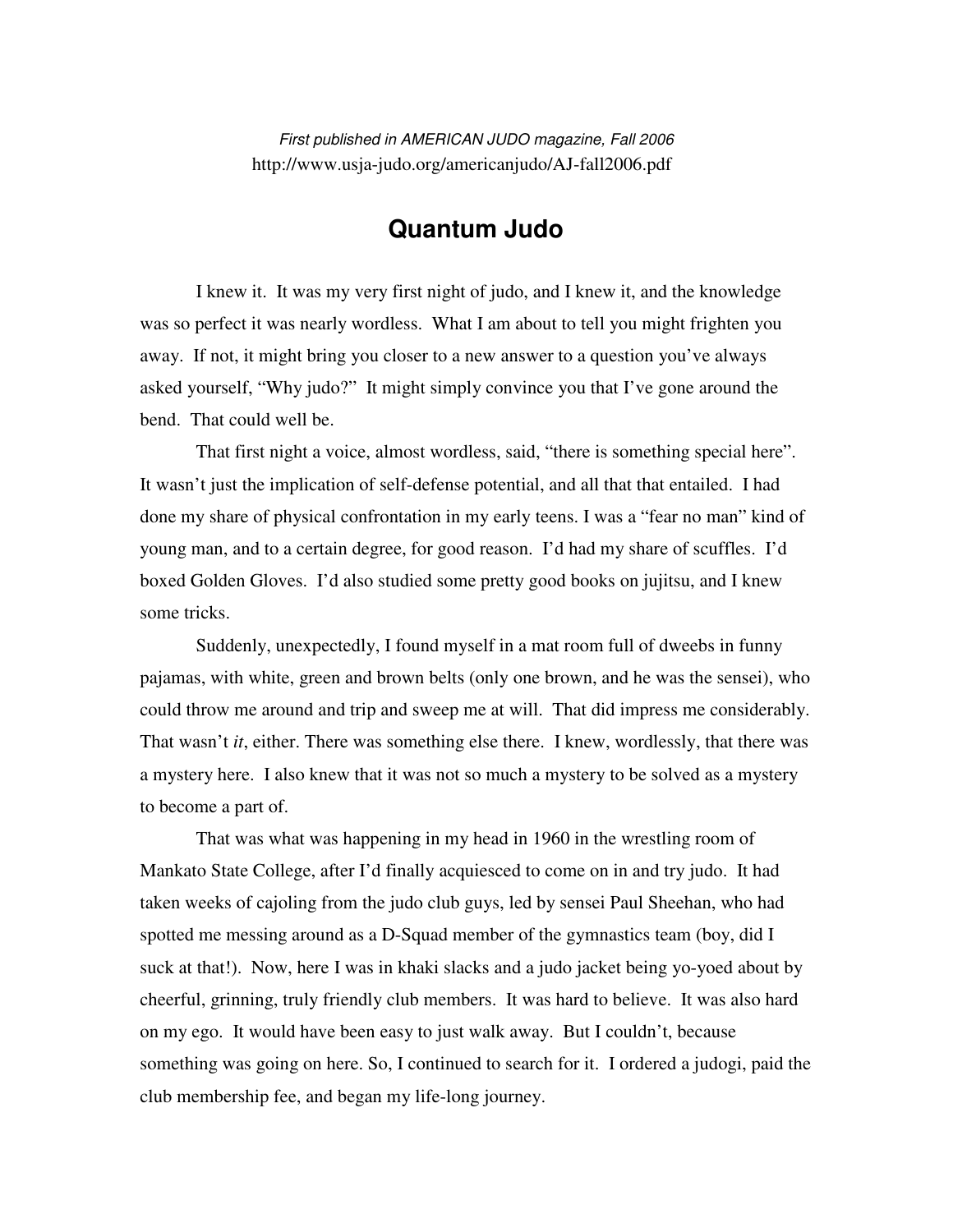*First published in AMERICAN JUDO magazine, Fall 2006*
http://www.usja-judo.org/americanjudo/AJ-fall2006.pdf

# Quantum Judo

I knew it. It was my very first night of judo, and I knew it, and the knowledge was so perfect it was nearly wordless. What I am about to tell you might frighten you away. If not, it might bring you closer to a new answer to a question you've always asked yourself, "Why judo?" It might simply convince you that I've gone around the bend. That could well be.

That first night a voice, almost wordless, said, "there is something special here". It wasn't just the implication of self-defense potential, and all that that entailed. I had done my share of physical confrontation in my early teens. I was a "fear no man" kind of young man, and to a certain degree, for good reason. I'd had my share of scuffles. I'd boxed Golden Gloves. I'd also studied some pretty good books on jujitsu, and I knew some tricks.

Suddenly, unexpectedly, I found myself in a mat room full of dweebs in funny pajamas, with white, green and brown belts (only one brown, and he was the sensei), who could throw me around and trip and sweep me at will. That did impress me considerably. That wasn't *it*, either. There was something else there. I knew, wordlessly, that there was a mystery here. I also knew that it was not so much a mystery to be solved as a mystery to become a part of.

That was what was happening in my head in 1960 in the wrestling room of Mankato State College, after I'd finally acquiesced to come on in and try judo. It had taken weeks of cajoling from the judo club guys, led by sensei Paul Sheehan, who had spotted me messing around as a D-Squad member of the gymnastics team (boy, did I suck at that!). Now, here I was in khaki slacks and a judo jacket being yo-yoed about by cheerful, grinning, truly friendly club members. It was hard to believe. It was also hard on my ego. It would have been easy to just walk away. But I couldn't, because something was going on here. So, I continued to search for it. I ordered a judogi, paid the club membership fee, and began my life-long journey.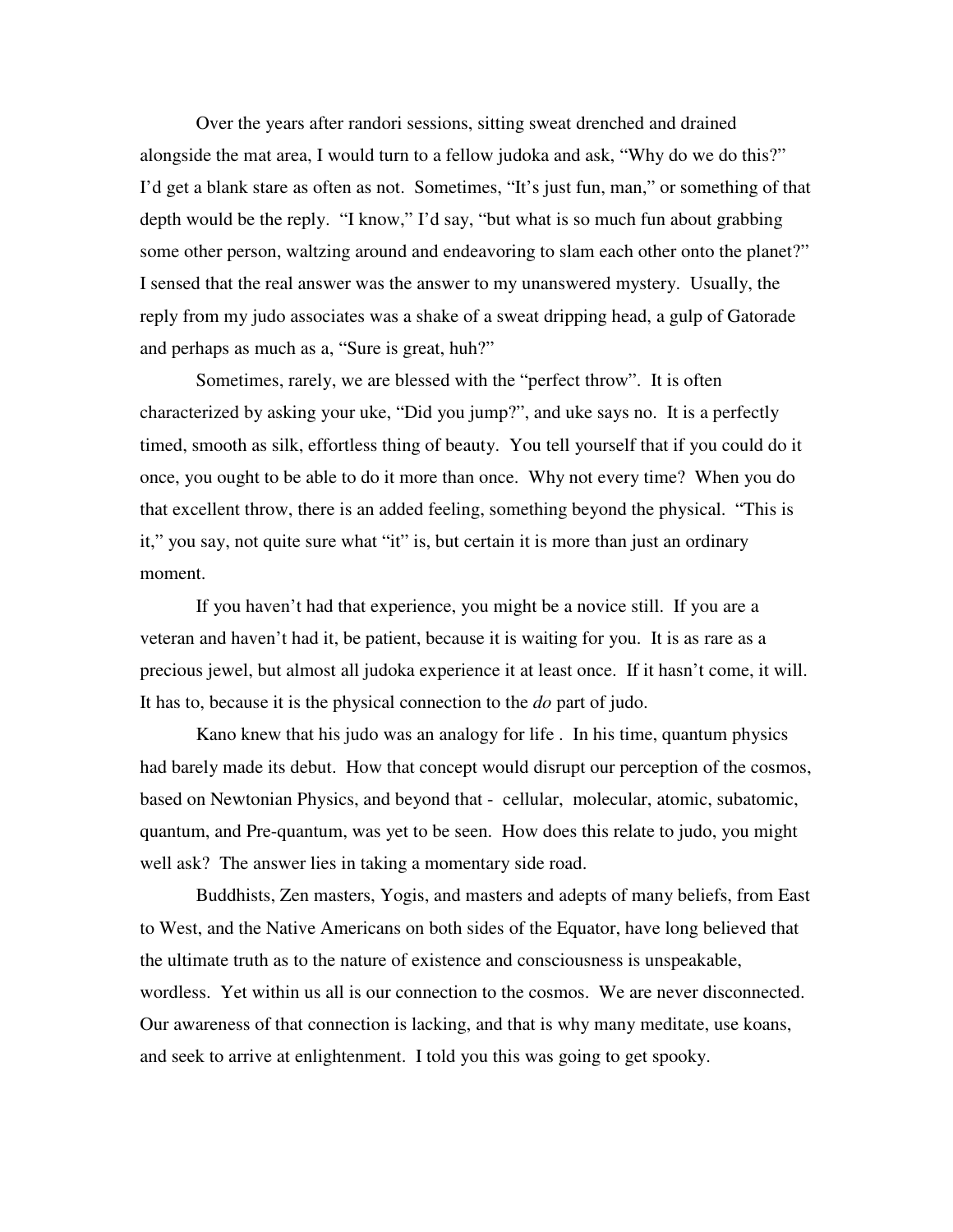Over the years after randori sessions, sitting sweat drenched and drained alongside the mat area, I would turn to a fellow judoka and ask, "Why do we do this?" I'd get a blank stare as often as not. Sometimes, "It's just fun, man," or something of that depth would be the reply. "I know," I'd say, "but what is so much fun about grabbing some other person, waltzing around and endeavoring to slam each other onto the planet?" I sensed that the real answer was the answer to my unanswered mystery. Usually, the reply from my judo associates was a shake of a sweat dripping head, a gulp of Gatorade and perhaps as much as a, "Sure is great, huh?"

Sometimes, rarely, we are blessed with the "perfect throw". It is often characterized by asking your uke, "Did you jump?", and uke says no. It is a perfectly timed, smooth as silk, effortless thing of beauty. You tell yourself that if you could do it once, you ought to be able to do it more than once. Why not every time? When you do that excellent throw, there is an added feeling, something beyond the physical. "This is it," you say, not quite sure what "it" is, but certain it is more than just an ordinary moment.

If you haven't had that experience, you might be a novice still. If you are a veteran and haven't had it, be patient, because it is waiting for you. It is as rare as a precious jewel, but almost all judoka experience it at least once. If it hasn't come, it will. It has to, because it is the physical connection to the *do* part of judo.

Kano knew that his judo was an analogy for life . In his time, quantum physics had barely made its debut. How that concept would disrupt our perception of the cosmos, based on Newtonian Physics, and beyond that - cellular, molecular, atomic, subatomic, quantum, and Pre-quantum, was yet to be seen. How does this relate to judo, you might well ask? The answer lies in taking a momentary side road.

Buddhists, Zen masters, Yogis, and masters and adepts of many beliefs, from East to West, and the Native Americans on both sides of the Equator, have long believed that the ultimate truth as to the nature of existence and consciousness is unspeakable, wordless. Yet within us all is our connection to the cosmos. We are never disconnected. Our awareness of that connection is lacking, and that is why many meditate, use koans, and seek to arrive at enlightenment. I told you this was going to get spooky.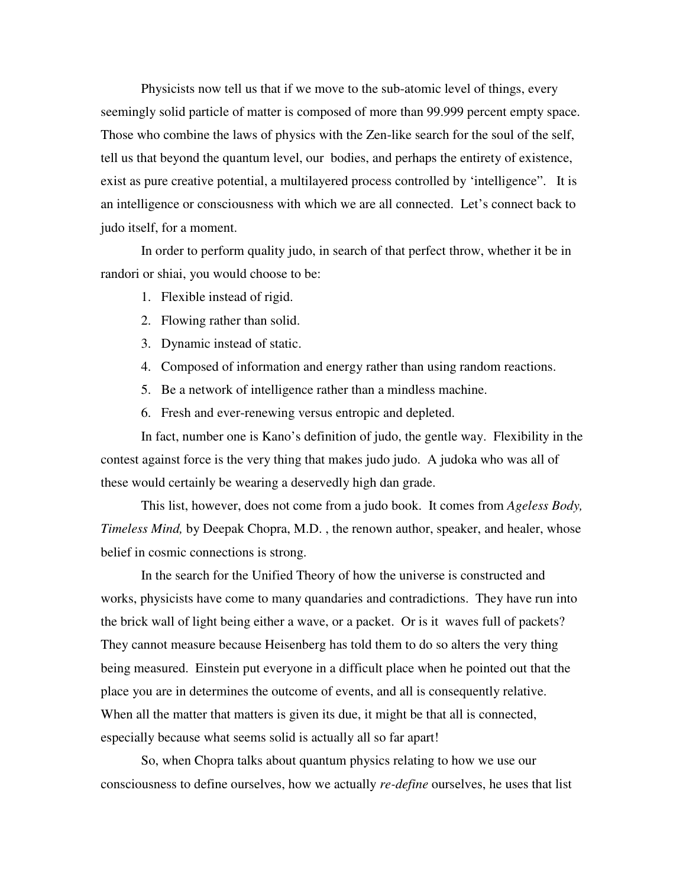Physicists now tell us that if we move to the sub-atomic level of things, every seemingly solid particle of matter is composed of more than 99.999 percent empty space. Those who combine the laws of physics with the Zen-like search for the soul of the self, tell us that beyond the quantum level, our bodies, and perhaps the entirety of existence, exist as pure creative potential, a multilayered process controlled by 'intelligence". It is an intelligence or consciousness with which we are all connected. Let's connect back to judo itself, for a moment.

In order to perform quality judo, in search of that perfect throw, whether it be in randori or shiai, you would choose to be:

1. Flexible instead of rigid.
2. Flowing rather than solid.
3. Dynamic instead of static.
4. Composed of information and energy rather than using random reactions.
5. Be a network of intelligence rather than a mindless machine.
6. Fresh and ever-renewing versus entropic and depleted.

In fact, number one is Kano's definition of judo, the gentle way. Flexibility in the contest against force is the very thing that makes judo judo. A judoka who was all of these would certainly be wearing a deservedly high dan grade.

This list, however, does not come from a judo book. It comes from *Ageless Body, Timeless Mind,* by Deepak Chopra, M.D. , the renown author, speaker, and healer, whose belief in cosmic connections is strong.

In the search for the Unified Theory of how the universe is constructed and works, physicists have come to many quandaries and contradictions. They have run into the brick wall of light being either a wave, or a packet. Or is it waves full of packets? They cannot measure because Heisenberg has told them to do so alters the very thing being measured. Einstein put everyone in a difficult place when he pointed out that the place you are in determines the outcome of events, and all is consequently relative. When all the matter that matters is given its due, it might be that all is connected, especially because what seems solid is actually all so far apart!

So, when Chopra talks about quantum physics relating to how we use our consciousness to define ourselves, how we actually *re-define* ourselves, he uses that list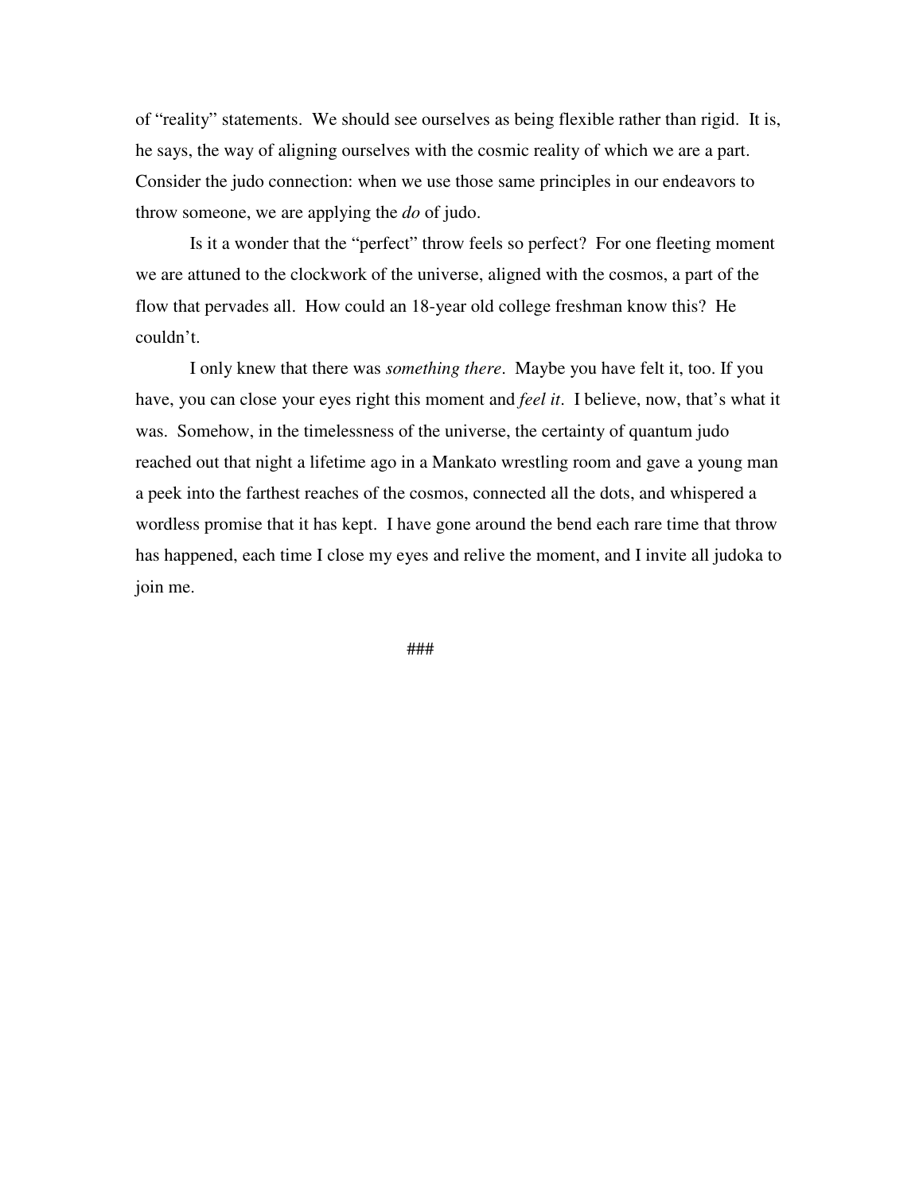of "reality" statements. We should see ourselves as being flexible rather than rigid. It is, he says, the way of aligning ourselves with the cosmic reality of which we are a part. Consider the judo connection: when we use those same principles in our endeavors to throw someone, we are applying the *do* of judo.

Is it a wonder that the "perfect" throw feels so perfect? For one fleeting moment we are attuned to the clockwork of the universe, aligned with the cosmos, a part of the flow that pervades all. How could an 18-year old college freshman know this? He couldn't.

I only knew that there was *something there*. Maybe you have felt it, too. If you have, you can close your eyes right this moment and *feel it*. I believe, now, that's what it was. Somehow, in the timelessness of the universe, the certainty of quantum judo reached out that night a lifetime ago in a Mankato wrestling room and gave a young man a peek into the farthest reaches of the cosmos, connected all the dots, and whispered a wordless promise that it has kept. I have gone around the bend each rare time that throw has happened, each time I close my eyes and relive the moment, and I invite all judoka to join me.

###